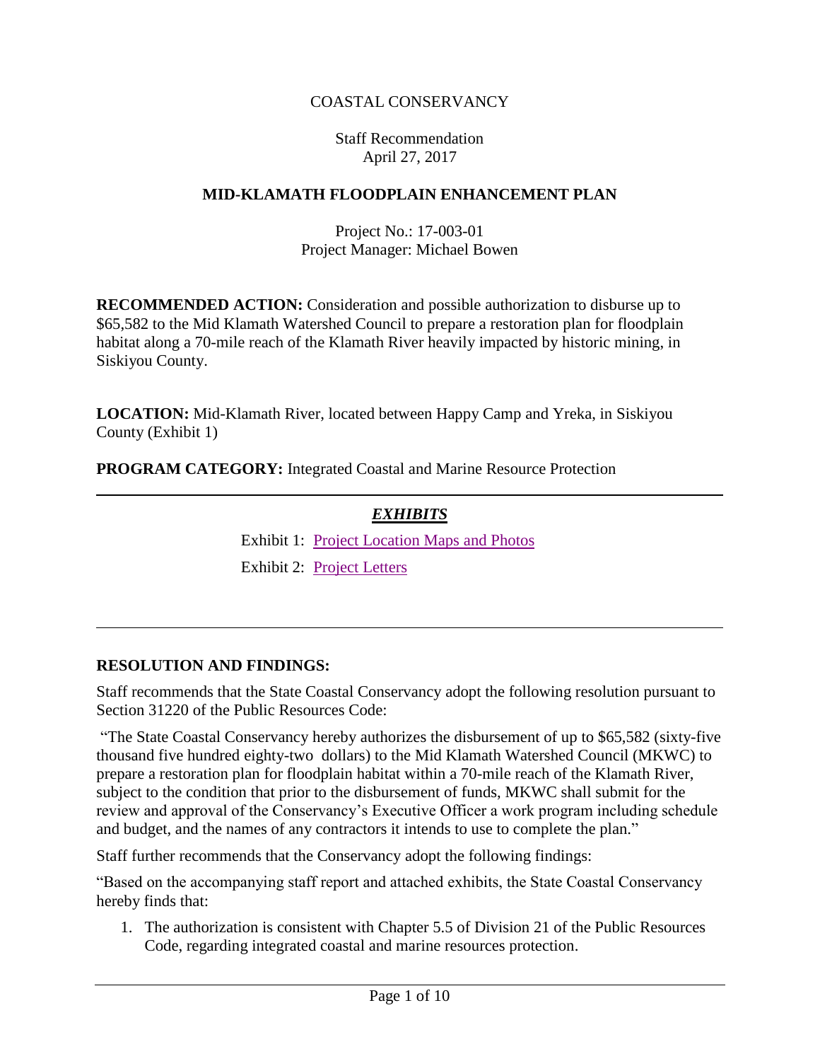COASTAL CONSERVANCY

Staff Recommendation
April 27, 2017

**MID-KLAMATH FLOODPLAIN ENHANCEMENT PLAN**

Project No.: 17-003-01
Project Manager: Michael Bowen

**RECOMMENDED ACTION:** Consideration and possible authorization to disburse up to $65,582 to the Mid Klamath Watershed Council to prepare a restoration plan for floodplain habitat along a 70-mile reach of the Klamath River heavily impacted by historic mining, in Siskiyou County.

**LOCATION:** Mid-Klamath River, located between Happy Camp and Yreka, in Siskiyou County (Exhibit 1)

**PROGRAM CATEGORY:** Integrated Coastal and Marine Resource Protection

---

***EXHIBITS***

Exhibit 1: Project Location Maps and Photos

Exhibit 2: Project Letters

---

**RESOLUTION AND FINDINGS:**

Staff recommends that the State Coastal Conservancy adopt the following resolution pursuant to Section 31220 of the Public Resources Code:

"The State Coastal Conservancy hereby authorizes the disbursement of up to $65,582 (sixty-five thousand five hundred eighty-two dollars) to the Mid Klamath Watershed Council (MKWC) to prepare a restoration plan for floodplain habitat within a 70-mile reach of the Klamath River, subject to the condition that prior to the disbursement of funds, MKWC shall submit for the review and approval of the Conservancy's Executive Officer a work program including schedule and budget, and the names of any contractors it intends to use to complete the plan."

Staff further recommends that the Conservancy adopt the following findings:

"Based on the accompanying staff report and attached exhibits, the State Coastal Conservancy hereby finds that:

1. The authorization is consistent with Chapter 5.5 of Division 21 of the Public Resources Code, regarding integrated coastal and marine resources protection.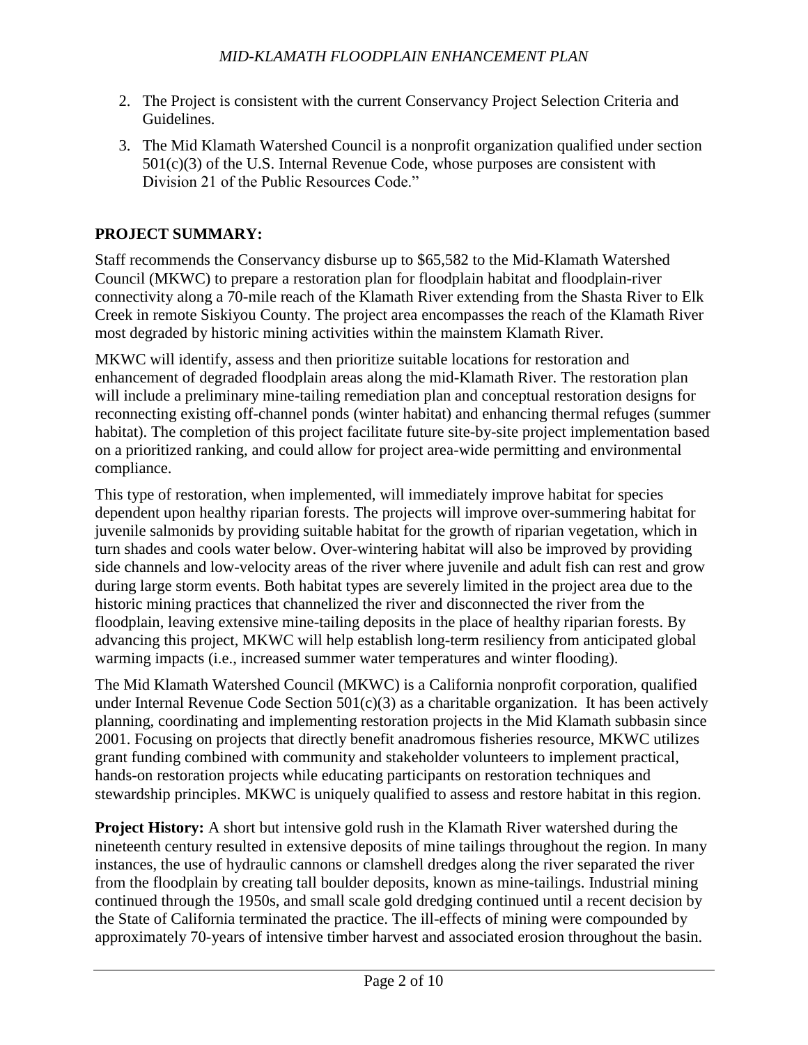2. The Project is consistent with the current Conservancy Project Selection Criteria and Guidelines.
3. The Mid Klamath Watershed Council is a nonprofit organization qualified under section 501(c)(3) of the U.S. Internal Revenue Code, whose purposes are consistent with Division 21 of the Public Resources Code."

## PROJECT SUMMARY:

Staff recommends the Conservancy disburse up to $65,582 to the Mid-Klamath Watershed Council (MKWC) to prepare a restoration plan for floodplain habitat and floodplain-river connectivity along a 70-mile reach of the Klamath River extending from the Shasta River to Elk Creek in remote Siskiyou County. The project area encompasses the reach of the Klamath River most degraded by historic mining activities within the mainstem Klamath River.

MKWC will identify, assess and then prioritize suitable locations for restoration and enhancement of degraded floodplain areas along the mid-Klamath River. The restoration plan will include a preliminary mine-tailing remediation plan and conceptual restoration designs for reconnecting existing off-channel ponds (winter habitat) and enhancing thermal refuges (summer habitat). The completion of this project facilitate future site-by-site project implementation based on a prioritized ranking, and could allow for project area-wide permitting and environmental compliance.

This type of restoration, when implemented, will immediately improve habitat for species dependent upon healthy riparian forests. The projects will improve over-summering habitat for juvenile salmonids by providing suitable habitat for the growth of riparian vegetation, which in turn shades and cools water below. Over-wintering habitat will also be improved by providing side channels and low-velocity areas of the river where juvenile and adult fish can rest and grow during large storm events. Both habitat types are severely limited in the project area due to the historic mining practices that channelized the river and disconnected the river from the floodplain, leaving extensive mine-tailing deposits in the place of healthy riparian forests. By advancing this project, MKWC will help establish long-term resiliency from anticipated global warming impacts (i.e., increased summer water temperatures and winter flooding).

The Mid Klamath Watershed Council (MKWC) is a California nonprofit corporation, qualified under Internal Revenue Code Section 501(c)(3) as a charitable organization. It has been actively planning, coordinating and implementing restoration projects in the Mid Klamath subbasin since 2001. Focusing on projects that directly benefit anadromous fisheries resource, MKWC utilizes grant funding combined with community and stakeholder volunteers to implement practical, hands-on restoration projects while educating participants on restoration techniques and stewardship principles. MKWC is uniquely qualified to assess and restore habitat in this region.

**Project History:** A short but intensive gold rush in the Klamath River watershed during the nineteenth century resulted in extensive deposits of mine tailings throughout the region. In many instances, the use of hydraulic cannons or clamshell dredges along the river separated the river from the floodplain by creating tall boulder deposits, known as mine-tailings. Industrial mining continued through the 1950s, and small scale gold dredging continued until a recent decision by the State of California terminated the practice. The ill-effects of mining were compounded by approximately 70-years of intensive timber harvest and associated erosion throughout the basin.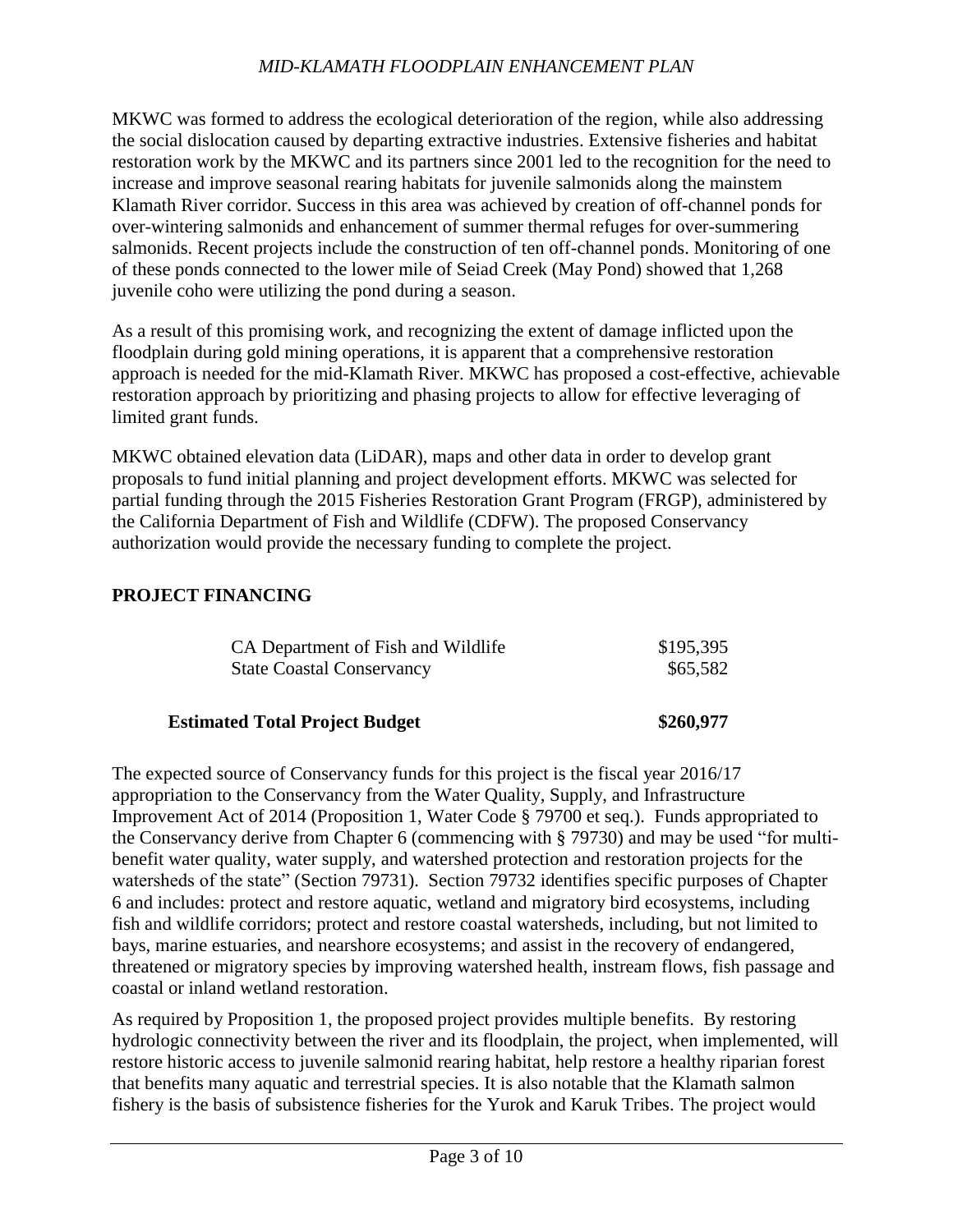MKWC was formed to address the ecological deterioration of the region, while also addressing the social dislocation caused by departing extractive industries. Extensive fisheries and habitat restoration work by the MKWC and its partners since 2001 led to the recognition for the need to increase and improve seasonal rearing habitats for juvenile salmonids along the mainstem Klamath River corridor. Success in this area was achieved by creation of off-channel ponds for over-wintering salmonids and enhancement of summer thermal refuges for over-summering salmonids. Recent projects include the construction of ten off-channel ponds. Monitoring of one of these ponds connected to the lower mile of Seiad Creek (May Pond) showed that 1,268 juvenile coho were utilizing the pond during a season.

As a result of this promising work, and recognizing the extent of damage inflicted upon the floodplain during gold mining operations, it is apparent that a comprehensive restoration approach is needed for the mid-Klamath River. MKWC has proposed a cost-effective, achievable restoration approach by prioritizing and phasing projects to allow for effective leveraging of limited grant funds.

MKWC obtained elevation data (LiDAR), maps and other data in order to develop grant proposals to fund initial planning and project development efforts. MKWC was selected for partial funding through the 2015 Fisheries Restoration Grant Program (FRGP), administered by the California Department of Fish and Wildlife (CDFW). The proposed Conservancy authorization would provide the necessary funding to complete the project.

## PROJECT FINANCING

| | |
|---|---|
| CA Department of Fish and Wildlife | $195,395 |
| State Coastal Conservancy | $65,582 |
| **Estimated Total Project Budget** | **$260,977** |

The expected source of Conservancy funds for this project is the fiscal year 2016/17 appropriation to the Conservancy from the Water Quality, Supply, and Infrastructure Improvement Act of 2014 (Proposition 1, Water Code § 79700 et seq.). Funds appropriated to the Conservancy derive from Chapter 6 (commencing with § 79730) and may be used "for multi-benefit water quality, water supply, and watershed protection and restoration projects for the watersheds of the state" (Section 79731). Section 79732 identifies specific purposes of Chapter 6 and includes: protect and restore aquatic, wetland and migratory bird ecosystems, including fish and wildlife corridors; protect and restore coastal watersheds, including, but not limited to bays, marine estuaries, and nearshore ecosystems; and assist in the recovery of endangered, threatened or migratory species by improving watershed health, instream flows, fish passage and coastal or inland wetland restoration.

As required by Proposition 1, the proposed project provides multiple benefits. By restoring hydrologic connectivity between the river and its floodplain, the project, when implemented, will restore historic access to juvenile salmonid rearing habitat, help restore a healthy riparian forest that benefits many aquatic and terrestrial species. It is also notable that the Klamath salmon fishery is the basis of subsistence fisheries for the Yurok and Karuk Tribes. The project would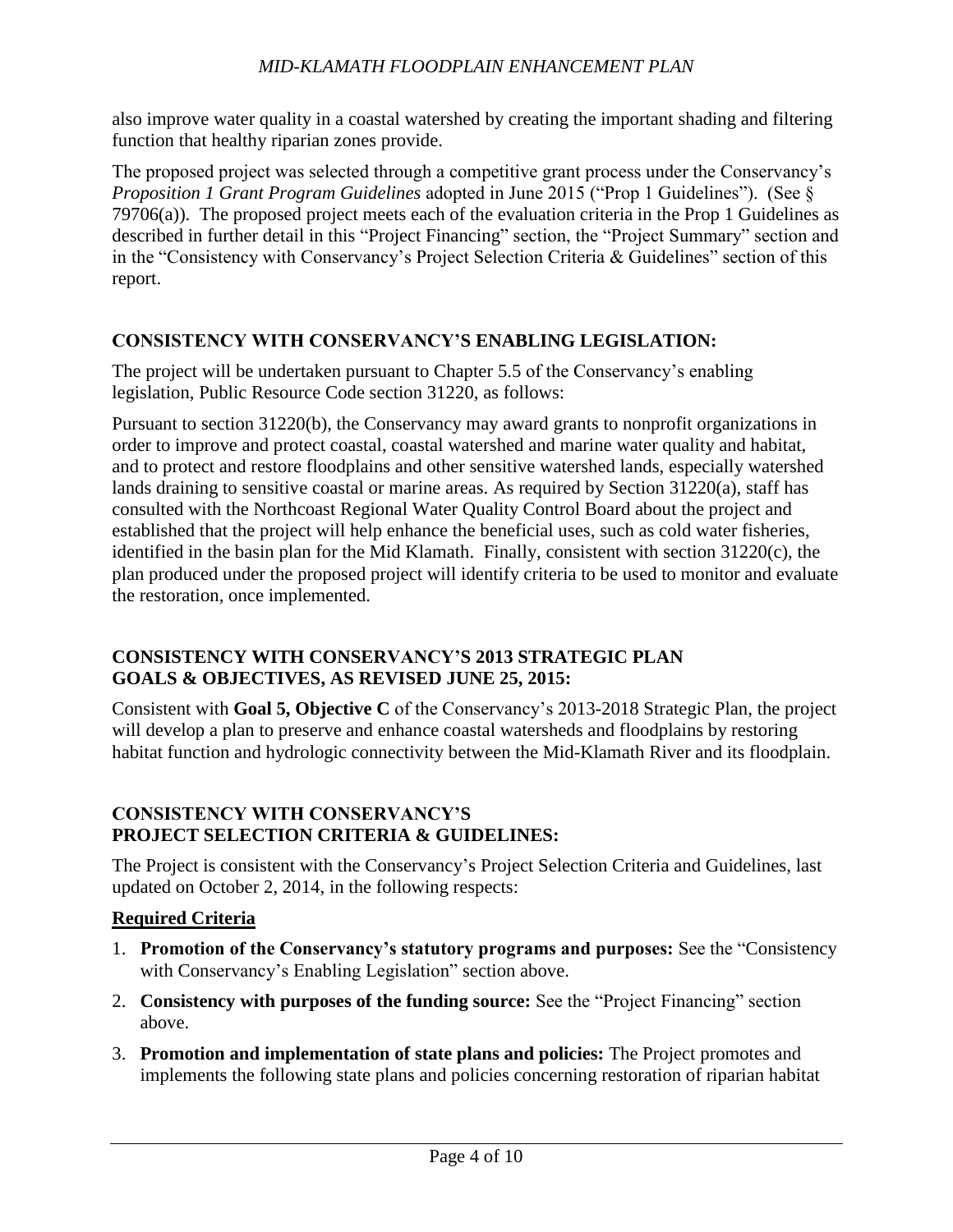also improve water quality in a coastal watershed by creating the important shading and filtering function that healthy riparian zones provide.

The proposed project was selected through a competitive grant process under the Conservancy's *Proposition 1 Grant Program Guidelines* adopted in June 2015 ("Prop 1 Guidelines"). (See § 79706(a)). The proposed project meets each of the evaluation criteria in the Prop 1 Guidelines as described in further detail in this "Project Financing" section, the "Project Summary" section and in the "Consistency with Conservancy's Project Selection Criteria & Guidelines" section of this report.

## CONSISTENCY WITH CONSERVANCY'S ENABLING LEGISLATION:

The project will be undertaken pursuant to Chapter 5.5 of the Conservancy's enabling legislation, Public Resource Code section 31220, as follows:

Pursuant to section 31220(b), the Conservancy may award grants to nonprofit organizations in order to improve and protect coastal, coastal watershed and marine water quality and habitat, and to protect and restore floodplains and other sensitive watershed lands, especially watershed lands draining to sensitive coastal or marine areas. As required by Section 31220(a), staff has consulted with the Northcoast Regional Water Quality Control Board about the project and established that the project will help enhance the beneficial uses, such as cold water fisheries, identified in the basin plan for the Mid Klamath. Finally, consistent with section 31220(c), the plan produced under the proposed project will identify criteria to be used to monitor and evaluate the restoration, once implemented.

## CONSISTENCY WITH CONSERVANCY'S 2013 STRATEGIC PLAN GOALS & OBJECTIVES, AS REVISED JUNE 25, 2015:

Consistent with **Goal 5, Objective C** of the Conservancy's 2013-2018 Strategic Plan, the project will develop a plan to preserve and enhance coastal watersheds and floodplains by restoring habitat function and hydrologic connectivity between the Mid-Klamath River and its floodplain.

## CONSISTENCY WITH CONSERVANCY'S PROJECT SELECTION CRITERIA & GUIDELINES:

The Project is consistent with the Conservancy's Project Selection Criteria and Guidelines, last updated on October 2, 2014, in the following respects:

### Required Criteria

1. **Promotion of the Conservancy's statutory programs and purposes:** See the "Consistency with Conservancy's Enabling Legislation" section above.
2. **Consistency with purposes of the funding source:** See the "Project Financing" section above.
3. **Promotion and implementation of state plans and policies:** The Project promotes and implements the following state plans and policies concerning restoration of riparian habitat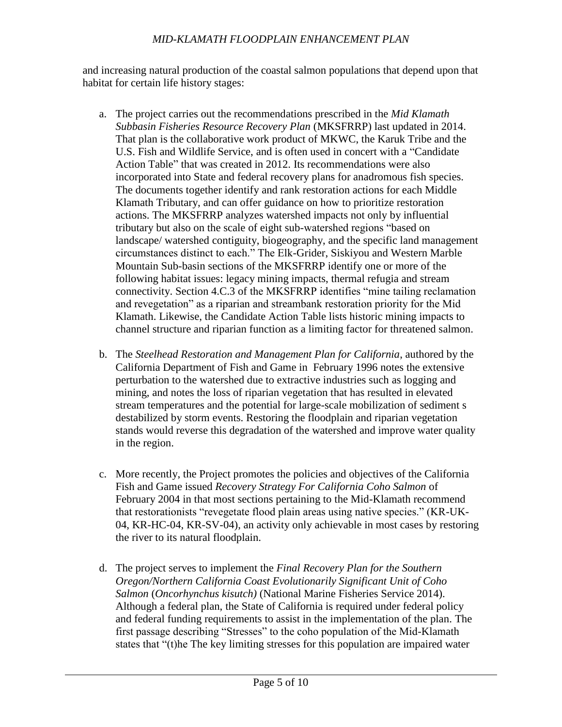and increasing natural production of the coastal salmon populations that depend upon that habitat for certain life history stages:

a. The project carries out the recommendations prescribed in the *Mid Klamath Subbasin Fisheries Resource Recovery Plan* (MKSFRRP) last updated in 2014. That plan is the collaborative work product of MKWC, the Karuk Tribe and the U.S. Fish and Wildlife Service, and is often used in concert with a "Candidate Action Table" that was created in 2012. Its recommendations were also incorporated into State and federal recovery plans for anadromous fish species. The documents together identify and rank restoration actions for each Middle Klamath Tributary, and can offer guidance on how to prioritize restoration actions. The MKSFRRP analyzes watershed impacts not only by influential tributary but also on the scale of eight sub-watershed regions "based on landscape/ watershed contiguity, biogeography, and the specific land management circumstances distinct to each." The Elk-Grider, Siskiyou and Western Marble Mountain Sub-basin sections of the MKSFRRP identify one or more of the following habitat issues: legacy mining impacts, thermal refugia and stream connectivity. Section 4.C.3 of the MKSFRRP identifies "mine tailing reclamation and revegetation" as a riparian and streambank restoration priority for the Mid Klamath. Likewise, the Candidate Action Table lists historic mining impacts to channel structure and riparian function as a limiting factor for threatened salmon.

b. The *Steelhead Restoration and Management Plan for California*, authored by the California Department of Fish and Game in February 1996 notes the extensive perturbation to the watershed due to extractive industries such as logging and mining, and notes the loss of riparian vegetation that has resulted in elevated stream temperatures and the potential for large-scale mobilization of sediment s destabilized by storm events. Restoring the floodplain and riparian vegetation stands would reverse this degradation of the watershed and improve water quality in the region.

c. More recently, the Project promotes the policies and objectives of the California Fish and Game issued *Recovery Strategy For California Coho Salmon* of February 2004 in that most sections pertaining to the Mid-Klamath recommend that restorationists "revegetate flood plain areas using native species." (KR-UK-04, KR-HC-04, KR-SV-04), an activity only achievable in most cases by restoring the river to its natural floodplain.

d. The project serves to implement the *Final Recovery Plan for the Southern Oregon/Northern California Coast Evolutionarily Significant Unit of Coho Salmon* (*Oncorhynchus kisutch)* (National Marine Fisheries Service 2014). Although a federal plan, the State of California is required under federal policy and federal funding requirements to assist in the implementation of the plan. The first passage describing "Stresses" to the coho population of the Mid-Klamath states that "(t)he The key limiting stresses for this population are impaired water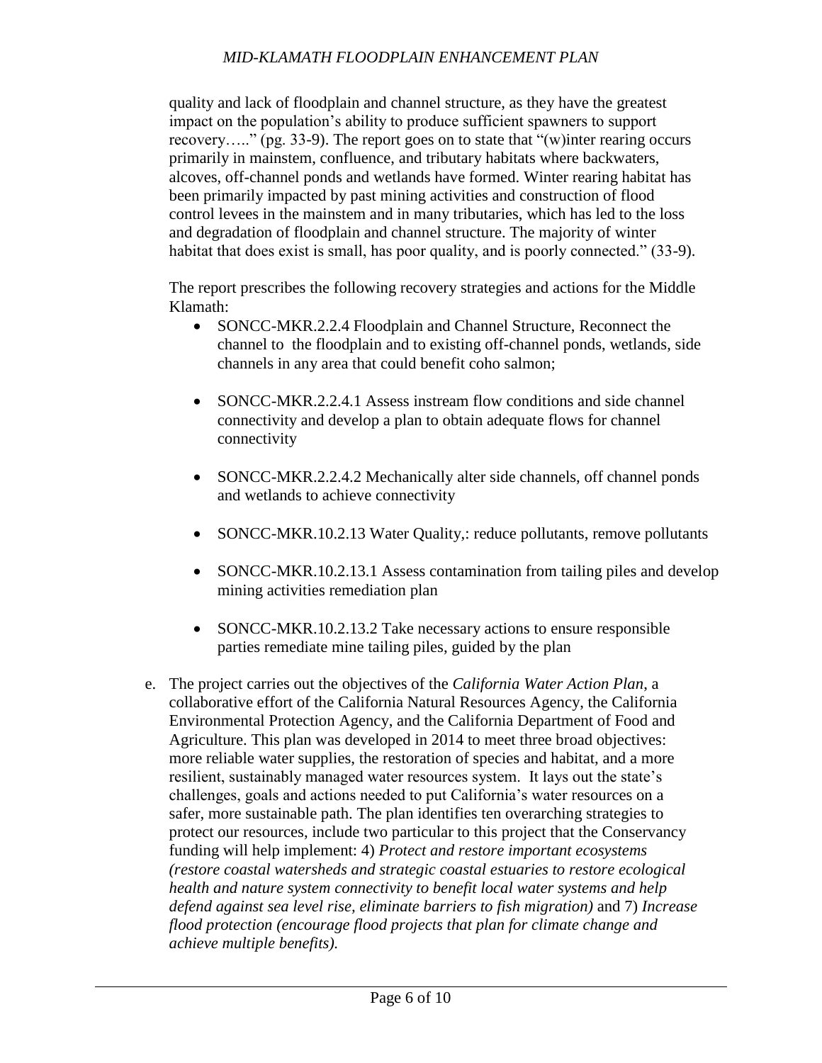quality and lack of floodplain and channel structure, as they have the greatest impact on the population's ability to produce sufficient spawners to support recovery….." (pg. 33-9). The report goes on to state that "(w)inter rearing occurs primarily in mainstem, confluence, and tributary habitats where backwaters, alcoves, off-channel ponds and wetlands have formed. Winter rearing habitat has been primarily impacted by past mining activities and construction of flood control levees in the mainstem and in many tributaries, which has led to the loss and degradation of floodplain and channel structure. The majority of winter habitat that does exist is small, has poor quality, and is poorly connected." (33-9).

The report prescribes the following recovery strategies and actions for the Middle Klamath:

- SONCC-MKR.2.2.4 Floodplain and Channel Structure, Reconnect the channel to the floodplain and to existing off-channel ponds, wetlands, side channels in any area that could benefit coho salmon;
- SONCC-MKR.2.2.4.1 Assess instream flow conditions and side channel connectivity and develop a plan to obtain adequate flows for channel connectivity
- SONCC-MKR.2.2.4.2 Mechanically alter side channels, off channel ponds and wetlands to achieve connectivity
- SONCC-MKR.10.2.13 Water Quality,: reduce pollutants, remove pollutants
- SONCC-MKR.10.2.13.1 Assess contamination from tailing piles and develop mining activities remediation plan
- SONCC-MKR.10.2.13.2 Take necessary actions to ensure responsible parties remediate mine tailing piles, guided by the plan

e. The project carries out the objectives of the *California Water Action Plan*, a collaborative effort of the California Natural Resources Agency, the California Environmental Protection Agency, and the California Department of Food and Agriculture. This plan was developed in 2014 to meet three broad objectives: more reliable water supplies, the restoration of species and habitat, and a more resilient, sustainably managed water resources system. It lays out the state's challenges, goals and actions needed to put California's water resources on a safer, more sustainable path. The plan identifies ten overarching strategies to protect our resources, include two particular to this project that the Conservancy funding will help implement: 4) *Protect and restore important ecosystems (restore coastal watersheds and strategic coastal estuaries to restore ecological health and nature system connectivity to benefit local water systems and help defend against sea level rise, eliminate barriers to fish migration)* and 7) *Increase flood protection (encourage flood projects that plan for climate change and achieve multiple benefits).*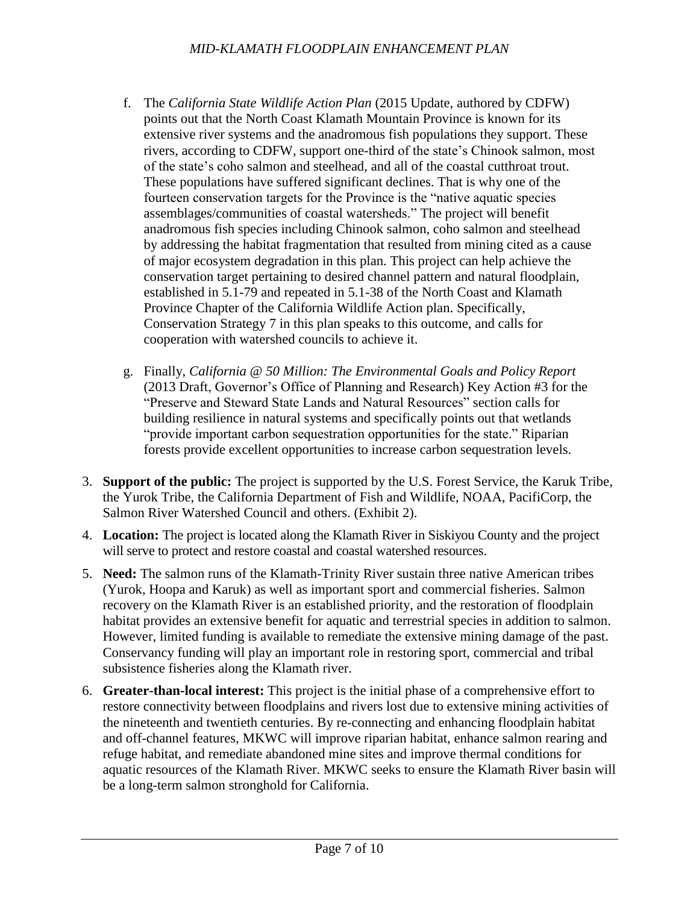f. The *California State Wildlife Action Plan* (2015 Update, authored by CDFW) points out that the North Coast Klamath Mountain Province is known for its extensive river systems and the anadromous fish populations they support. These rivers, according to CDFW, support one-third of the state's Chinook salmon, most of the state's coho salmon and steelhead, and all of the coastal cutthroat trout. These populations have suffered significant declines. That is why one of the fourteen conservation targets for the Province is the "native aquatic species assemblages/communities of coastal watersheds." The project will benefit anadromous fish species including Chinook salmon, coho salmon and steelhead by addressing the habitat fragmentation that resulted from mining cited as a cause of major ecosystem degradation in this plan. This project can help achieve the conservation target pertaining to desired channel pattern and natural floodplain, established in 5.1-79 and repeated in 5.1-38 of the North Coast and Klamath Province Chapter of the California Wildlife Action plan. Specifically, Conservation Strategy 7 in this plan speaks to this outcome, and calls for cooperation with watershed councils to achieve it.

g. Finally, *California @ 50 Million: The Environmental Goals and Policy Report* (2013 Draft, Governor's Office of Planning and Research) Key Action #3 for the "Preserve and Steward State Lands and Natural Resources" section calls for building resilience in natural systems and specifically points out that wetlands "provide important carbon sequestration opportunities for the state." Riparian forests provide excellent opportunities to increase carbon sequestration levels.

3. **Support of the public:** The project is supported by the U.S. Forest Service, the Karuk Tribe, the Yurok Tribe, the California Department of Fish and Wildlife, NOAA, PacifiCorp, the Salmon River Watershed Council and others. (Exhibit 2).

4. **Location:** The project is located along the Klamath River in Siskiyou County and the project will serve to protect and restore coastal and coastal watershed resources.

5. **Need:** The salmon runs of the Klamath-Trinity River sustain three native American tribes (Yurok, Hoopa and Karuk) as well as important sport and commercial fisheries. Salmon recovery on the Klamath River is an established priority, and the restoration of floodplain habitat provides an extensive benefit for aquatic and terrestrial species in addition to salmon. However, limited funding is available to remediate the extensive mining damage of the past. Conservancy funding will play an important role in restoring sport, commercial and tribal subsistence fisheries along the Klamath river.

6. **Greater-than-local interest:** This project is the initial phase of a comprehensive effort to restore connectivity between floodplains and rivers lost due to extensive mining activities of the nineteenth and twentieth centuries. By re-connecting and enhancing floodplain habitat and off-channel features, MKWC will improve riparian habitat, enhance salmon rearing and refuge habitat, and remediate abandoned mine sites and improve thermal conditions for aquatic resources of the Klamath River. MKWC seeks to ensure the Klamath River basin will be a long-term salmon stronghold for California.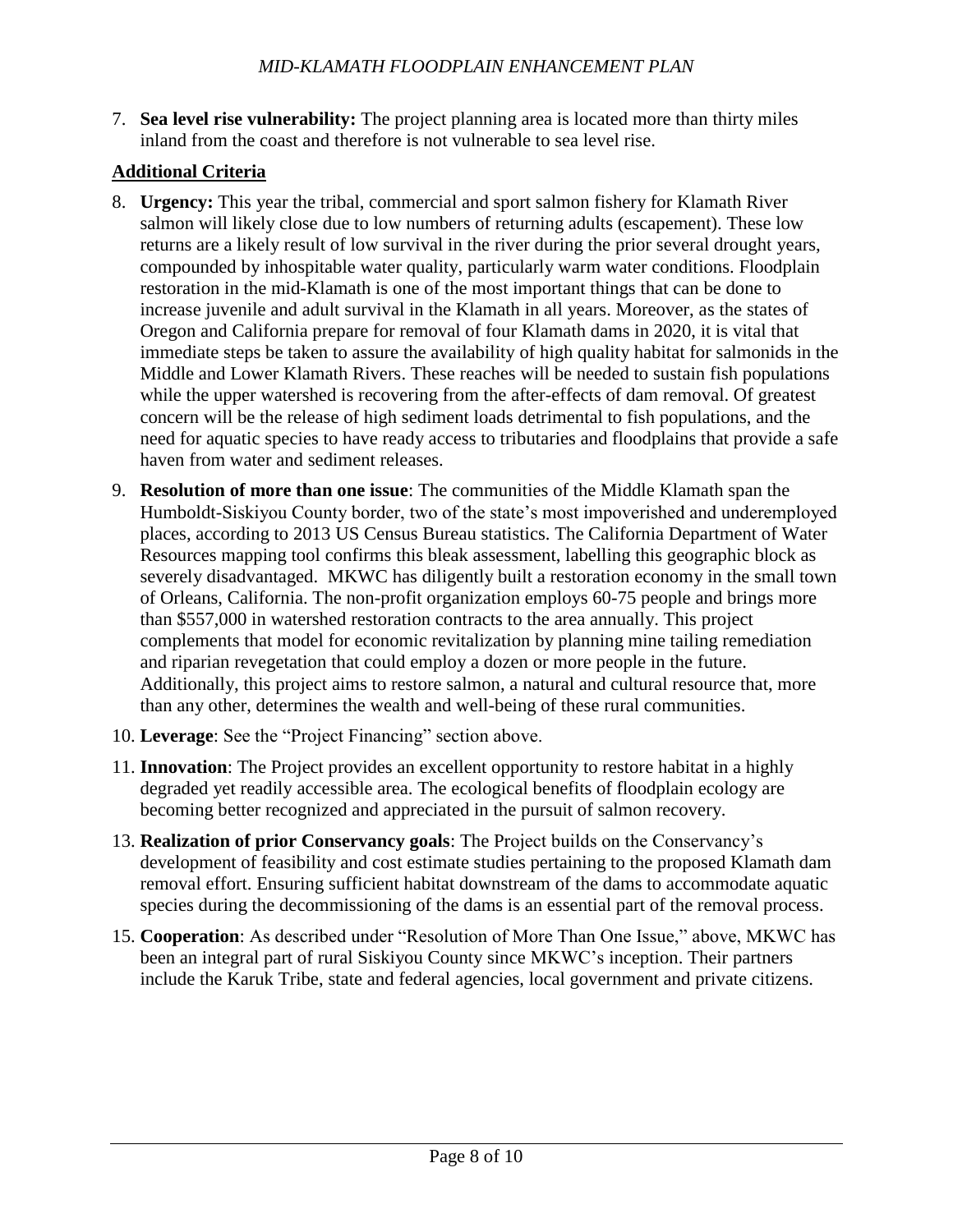7. **Sea level rise vulnerability:** The project planning area is located more than thirty miles inland from the coast and therefore is not vulnerable to sea level rise.

**Additional Criteria**

8. **Urgency:** This year the tribal, commercial and sport salmon fishery for Klamath River salmon will likely close due to low numbers of returning adults (escapement). These low returns are a likely result of low survival in the river during the prior several drought years, compounded by inhospitable water quality, particularly warm water conditions. Floodplain restoration in the mid-Klamath is one of the most important things that can be done to increase juvenile and adult survival in the Klamath in all years. Moreover, as the states of Oregon and California prepare for removal of four Klamath dams in 2020, it is vital that immediate steps be taken to assure the availability of high quality habitat for salmonids in the Middle and Lower Klamath Rivers. These reaches will be needed to sustain fish populations while the upper watershed is recovering from the after-effects of dam removal. Of greatest concern will be the release of high sediment loads detrimental to fish populations, and the need for aquatic species to have ready access to tributaries and floodplains that provide a safe haven from water and sediment releases.
9. **Resolution of more than one issue**: The communities of the Middle Klamath span the Humboldt-Siskiyou County border, two of the state's most impoverished and underemployed places, according to 2013 US Census Bureau statistics. The California Department of Water Resources mapping tool confirms this bleak assessment, labelling this geographic block as severely disadvantaged. MKWC has diligently built a restoration economy in the small town of Orleans, California. The non-profit organization employs 60-75 people and brings more than $557,000 in watershed restoration contracts to the area annually. This project complements that model for economic revitalization by planning mine tailing remediation and riparian revegetation that could employ a dozen or more people in the future. Additionally, this project aims to restore salmon, a natural and cultural resource that, more than any other, determines the wealth and well-being of these rural communities.
10. **Leverage**: See the "Project Financing" section above.
11. **Innovation**: The Project provides an excellent opportunity to restore habitat in a highly degraded yet readily accessible area. The ecological benefits of floodplain ecology are becoming better recognized and appreciated in the pursuit of salmon recovery.
13. **Realization of prior Conservancy goals**: The Project builds on the Conservancy's development of feasibility and cost estimate studies pertaining to the proposed Klamath dam removal effort. Ensuring sufficient habitat downstream of the dams to accommodate aquatic species during the decommissioning of the dams is an essential part of the removal process.
15. **Cooperation**: As described under "Resolution of More Than One Issue," above, MKWC has been an integral part of rural Siskiyou County since MKWC's inception. Their partners include the Karuk Tribe, state and federal agencies, local government and private citizens.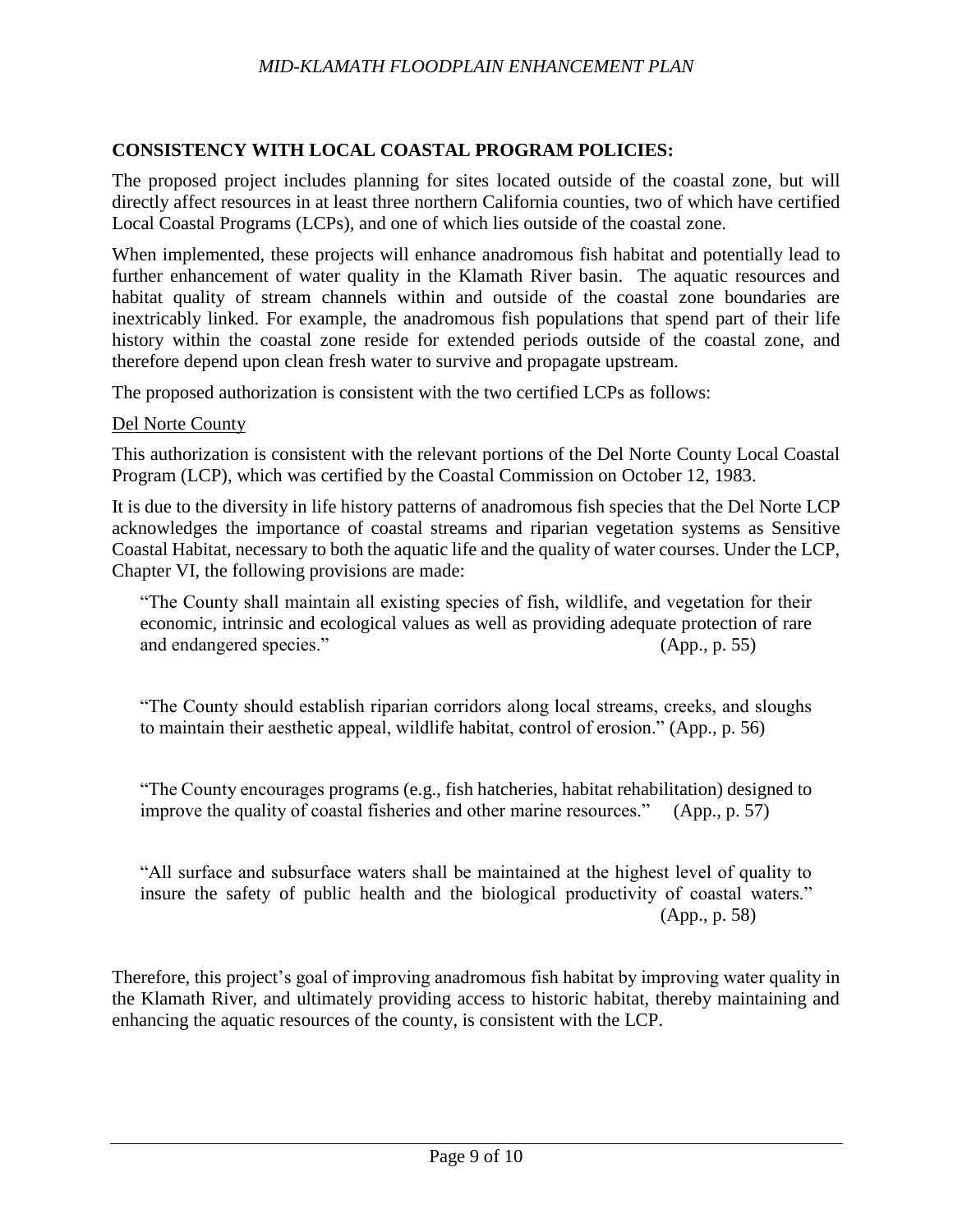## CONSISTENCY WITH LOCAL COASTAL PROGRAM POLICIES:

The proposed project includes planning for sites located outside of the coastal zone, but will directly affect resources in at least three northern California counties, two of which have certified Local Coastal Programs (LCPs), and one of which lies outside of the coastal zone.

When implemented, these projects will enhance anadromous fish habitat and potentially lead to further enhancement of water quality in the Klamath River basin. The aquatic resources and habitat quality of stream channels within and outside of the coastal zone boundaries are inextricably linked. For example, the anadromous fish populations that spend part of their life history within the coastal zone reside for extended periods outside of the coastal zone, and therefore depend upon clean fresh water to survive and propagate upstream.

The proposed authorization is consistent with the two certified LCPs as follows:

<u>Del Norte County</u>

This authorization is consistent with the relevant portions of the Del Norte County Local Coastal Program (LCP), which was certified by the Coastal Commission on October 12, 1983.

It is due to the diversity in life history patterns of anadromous fish species that the Del Norte LCP acknowledges the importance of coastal streams and riparian vegetation systems as Sensitive Coastal Habitat, necessary to both the aquatic life and the quality of water courses. Under the LCP, Chapter VI, the following provisions are made:

> "The County shall maintain all existing species of fish, wildlife, and vegetation for their economic, intrinsic and ecological values as well as providing adequate protection of rare and endangered species." (App., p. 55)

> "The County should establish riparian corridors along local streams, creeks, and sloughs to maintain their aesthetic appeal, wildlife habitat, control of erosion." (App., p. 56)

> "The County encourages programs (e.g., fish hatcheries, habitat rehabilitation) designed to improve the quality of coastal fisheries and other marine resources." (App., p. 57)

> "All surface and subsurface waters shall be maintained at the highest level of quality to insure the safety of public health and the biological productivity of coastal waters." (App., p. 58)

Therefore, this project's goal of improving anadromous fish habitat by improving water quality in the Klamath River, and ultimately providing access to historic habitat, thereby maintaining and enhancing the aquatic resources of the county, is consistent with the LCP.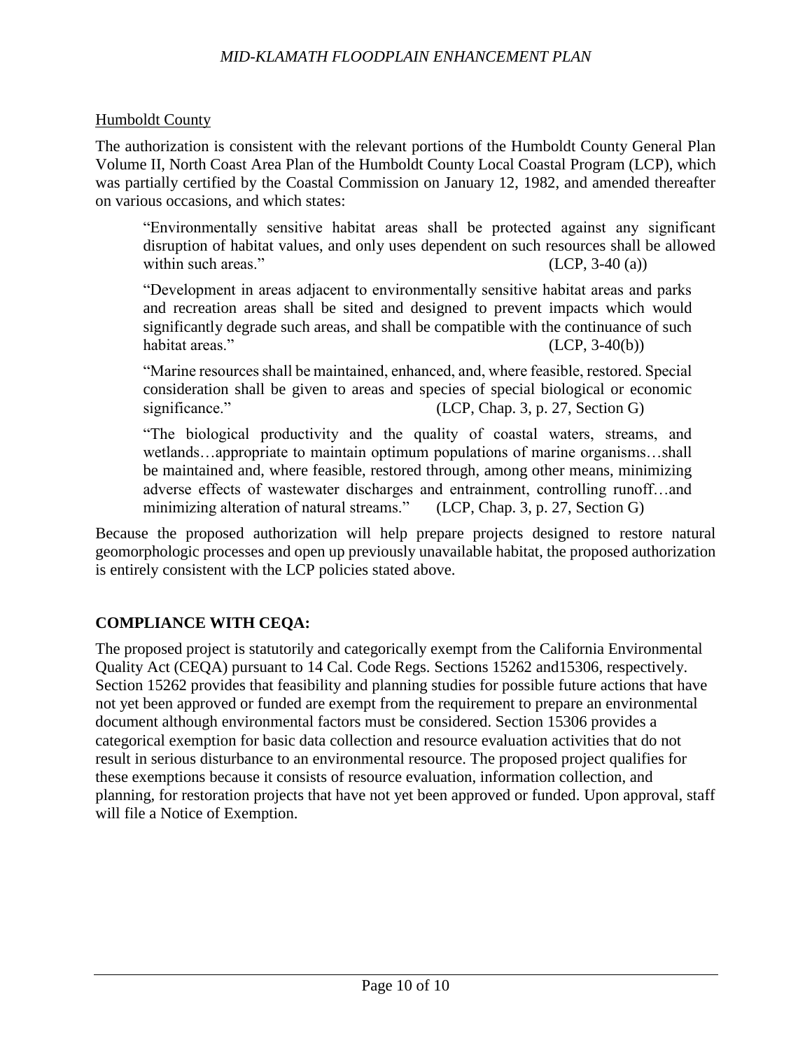Humboldt County

The authorization is consistent with the relevant portions of the Humboldt County General Plan Volume II, North Coast Area Plan of the Humboldt County Local Coastal Program (LCP), which was partially certified by the Coastal Commission on January 12, 1982, and amended thereafter on various occasions, and which states:

> "Environmentally sensitive habitat areas shall be protected against any significant disruption of habitat values, and only uses dependent on such resources shall be allowed within such areas." (LCP, 3-40 (a))
>
> "Development in areas adjacent to environmentally sensitive habitat areas and parks and recreation areas shall be sited and designed to prevent impacts which would significantly degrade such areas, and shall be compatible with the continuance of such habitat areas." (LCP, 3-40(b))
>
> "Marine resources shall be maintained, enhanced, and, where feasible, restored. Special consideration shall be given to areas and species of special biological or economic significance." (LCP, Chap. 3, p. 27, Section G)
>
> "The biological productivity and the quality of coastal waters, streams, and wetlands…appropriate to maintain optimum populations of marine organisms…shall be maintained and, where feasible, restored through, among other means, minimizing adverse effects of wastewater discharges and entrainment, controlling runoff…and minimizing alteration of natural streams." (LCP, Chap. 3, p. 27, Section G)

Because the proposed authorization will help prepare projects designed to restore natural geomorphologic processes and open up previously unavailable habitat, the proposed authorization is entirely consistent with the LCP policies stated above.

## COMPLIANCE WITH CEQA:

The proposed project is statutorily and categorically exempt from the California Environmental Quality Act (CEQA) pursuant to 14 Cal. Code Regs. Sections 15262 and15306, respectively. Section 15262 provides that feasibility and planning studies for possible future actions that have not yet been approved or funded are exempt from the requirement to prepare an environmental document although environmental factors must be considered. Section 15306 provides a categorical exemption for basic data collection and resource evaluation activities that do not result in serious disturbance to an environmental resource. The proposed project qualifies for these exemptions because it consists of resource evaluation, information collection, and planning, for restoration projects that have not yet been approved or funded. Upon approval, staff will file a Notice of Exemption.